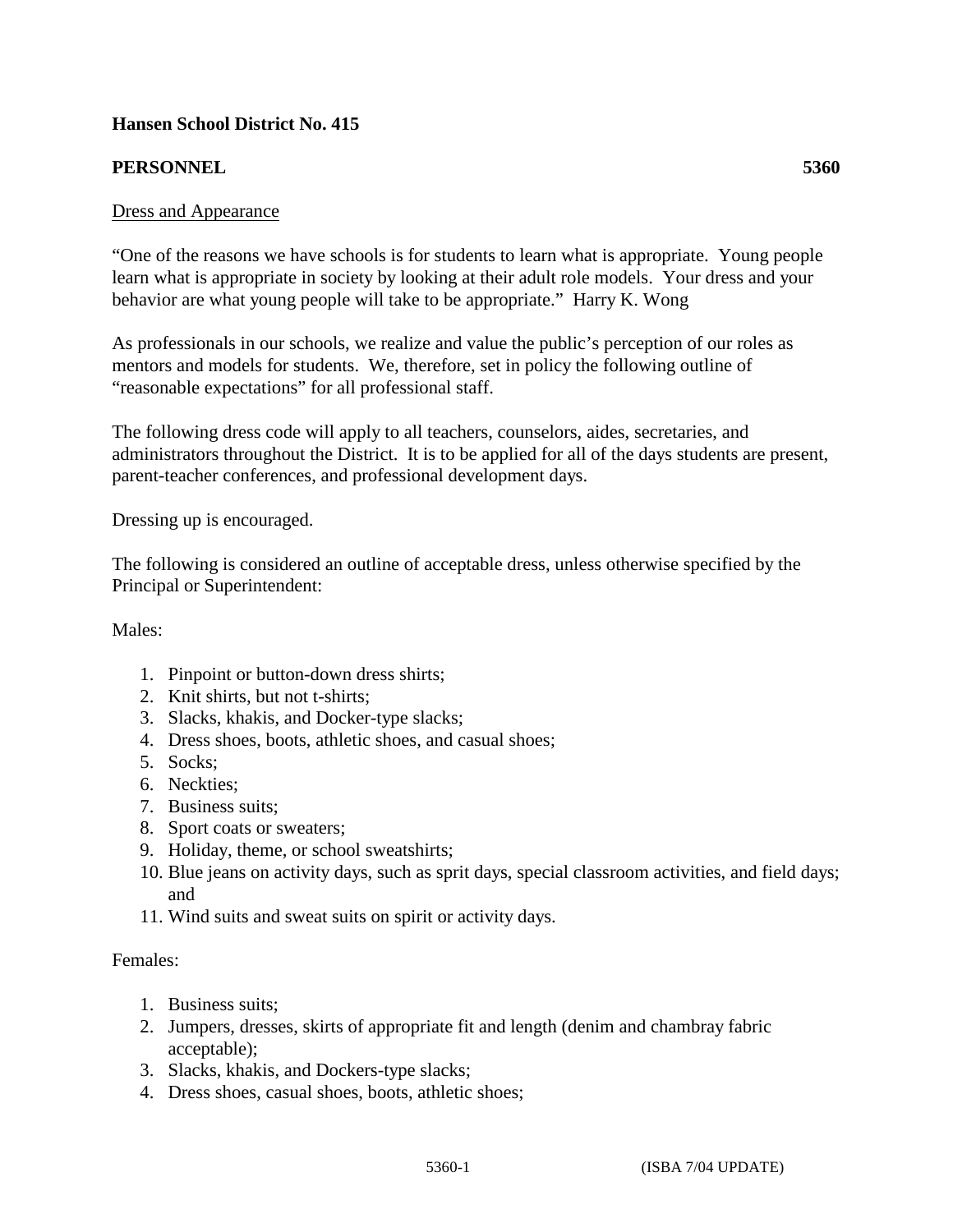**Hansen School District No. 415**

**PERSONNEL** **5360**

<u>Dress and Appearance</u>

"One of the reasons we have schools is for students to learn what is appropriate. Young people learn what is appropriate in society by looking at their adult role models. Your dress and your behavior are what young people will take to be appropriate." Harry K. Wong

As professionals in our schools, we realize and value the public's perception of our roles as mentors and models for students. We, therefore, set in policy the following outline of "reasonable expectations" for all professional staff.

The following dress code will apply to all teachers, counselors, aides, secretaries, and administrators throughout the District. It is to be applied for all of the days students are present, parent-teacher conferences, and professional development days.

Dressing up is encouraged.

The following is considered an outline of acceptable dress, unless otherwise specified by the Principal or Superintendent:

Males:

1. Pinpoint or button-down dress shirts;
2. Knit shirts, but not t-shirts;
3. Slacks, khakis, and Docker-type slacks;
4. Dress shoes, boots, athletic shoes, and casual shoes;
5. Socks;
6. Neckties;
7. Business suits;
8. Sport coats or sweaters;
9. Holiday, theme, or school sweatshirts;
10. Blue jeans on activity days, such as sprit days, special classroom activities, and field days; and
11. Wind suits and sweat suits on spirit or activity days.

Females:

1. Business suits;
2. Jumpers, dresses, skirts of appropriate fit and length (denim and chambray fabric acceptable);
3. Slacks, khakis, and Dockers-type slacks;
4. Dress shoes, casual shoes, boots, athletic shoes;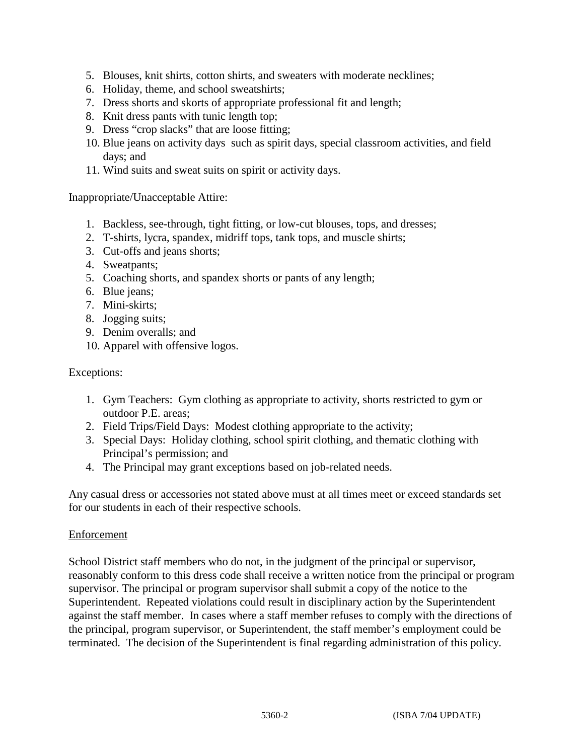5. Blouses, knit shirts, cotton shirts, and sweaters with moderate necklines;
6. Holiday, theme, and school sweatshirts;
7. Dress shorts and skorts of appropriate professional fit and length;
8. Knit dress pants with tunic length top;
9. Dress "crop slacks" that are loose fitting;
10. Blue jeans on activity days such as spirit days, special classroom activities, and field days; and
11. Wind suits and sweat suits on spirit or activity days.

Inappropriate/Unacceptable Attire:

1. Backless, see-through, tight fitting, or low-cut blouses, tops, and dresses;
2. T-shirts, lycra, spandex, midriff tops, tank tops, and muscle shirts;
3. Cut-offs and jeans shorts;
4. Sweatpants;
5. Coaching shorts, and spandex shorts or pants of any length;
6. Blue jeans;
7. Mini-skirts;
8. Jogging suits;
9. Denim overalls; and
10. Apparel with offensive logos.

Exceptions:

1. Gym Teachers: Gym clothing as appropriate to activity, shorts restricted to gym or outdoor P.E. areas;
2. Field Trips/Field Days: Modest clothing appropriate to the activity;
3. Special Days: Holiday clothing, school spirit clothing, and thematic clothing with Principal's permission; and
4. The Principal may grant exceptions based on job-related needs.

Any casual dress or accessories not stated above must at all times meet or exceed standards set for our students in each of their respective schools.

<u>Enforcement</u>

School District staff members who do not, in the judgment of the principal or supervisor, reasonably conform to this dress code shall receive a written notice from the principal or program supervisor. The principal or program supervisor shall submit a copy of the notice to the Superintendent. Repeated violations could result in disciplinary action by the Superintendent against the staff member. In cases where a staff member refuses to comply with the directions of the principal, program supervisor, or Superintendent, the staff member's employment could be terminated. The decision of the Superintendent is final regarding administration of this policy.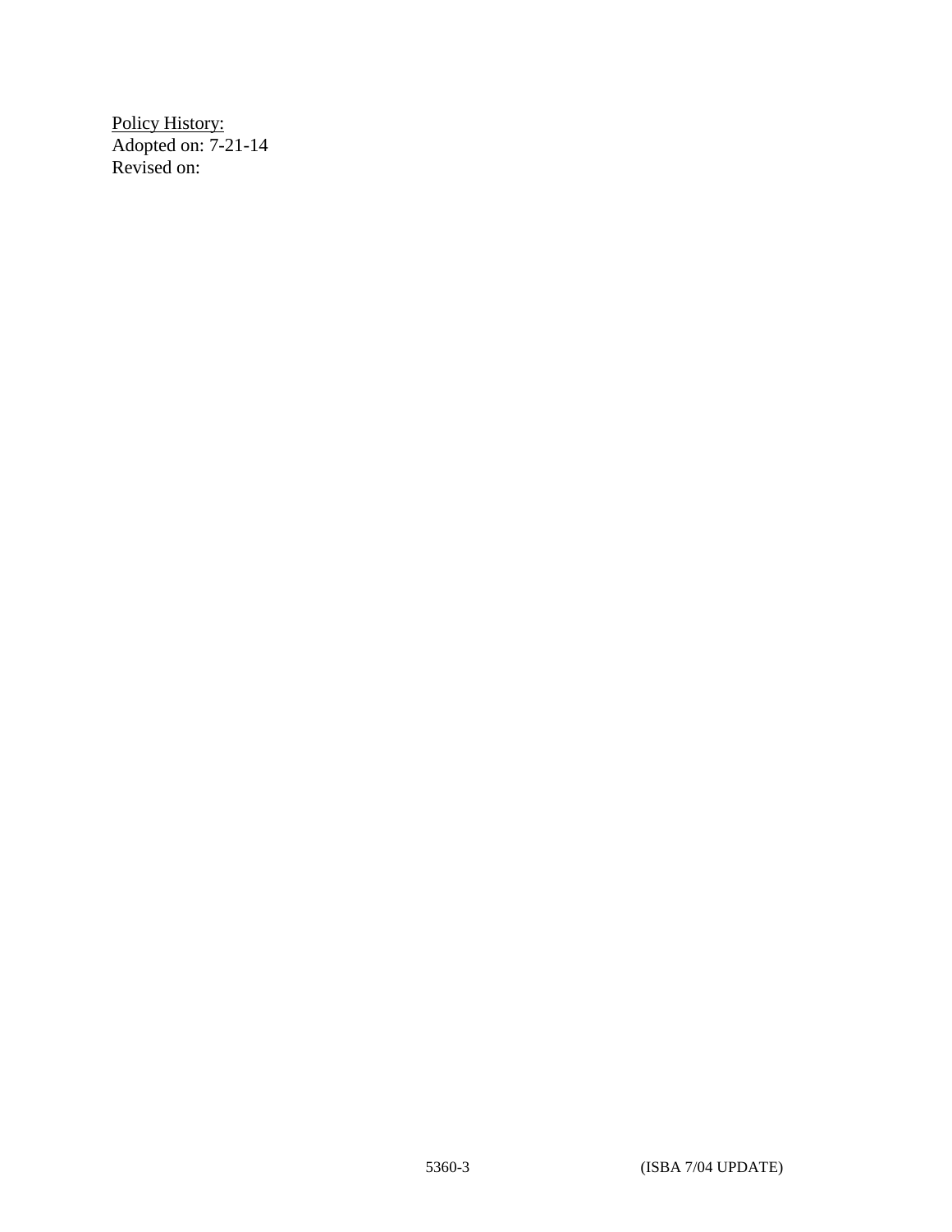<u>Policy History:</u>
Adopted on: 7-21-14
Revised on: